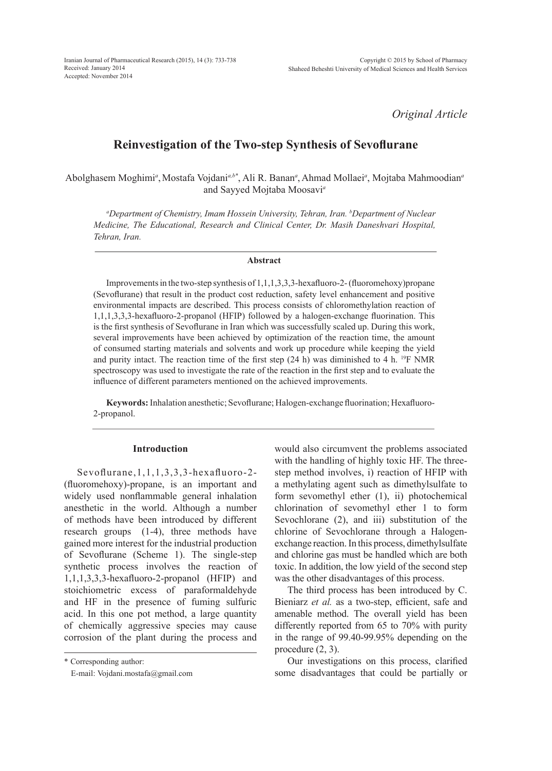*Original Article*

# Reinvestigation of the Two-step Synthesis of Sevoflurane

Abolghasem Moghimi[a], Mostafa Vojdani[a,b*], Ali R. Banan[a], Ahmad Mollaei[a], Mojtaba Mahmoodian[a] and Sayyed Mojtaba Moosavi[a]

*[a]Department of Chemistry, Imam Hossein University, Tehran, Iran. [b]Department of Nuclear Medicine, The Educational, Research and Clinical Center, Dr. Masih Daneshvari Hospital, Tehran, Iran.*

### Abstract

Improvements in the two-step synthesis of 1,1,1,3,3,3-hexafluoro-2- (fluoromehoxy)propane (Sevoflurane) that result in the product cost reduction, safety level enhancement and positive environmental impacts are described. This process consists of chloromethylation reaction of 1,1,1,3,3,3-hexafluoro-2-propanol (HFIP) followed by a halogen-exchange fluorination. This is the first synthesis of Sevoflurane in Iran which was successfully scaled up. During this work, several improvements have been achieved by optimization of the reaction time, the amount of consumed starting materials and solvents and work up procedure while keeping the yield and purity intact. The reaction time of the first step (24 h) was diminished to 4 h. $^{19}$F NMR spectroscopy was used to investigate the rate of the reaction in the first step and to evaluate the influence of different parameters mentioned on the achieved improvements.

**Keywords:** Inhalation anesthetic; Sevoflurane; Halogen-exchange fluorination; Hexafluoro-2-propanol.

## Introduction

Sevoflurane,1,1,1,3,3,3-hexafluoro-2-(fluoromehoxy)-propane, is an important and widely used nonflammable general inhalation anesthetic in the world. Although a number of methods have been introduced by different research groups (1-4), three methods have gained more interest for the industrial production of Sevoflurane (Scheme 1). The single-step synthetic process involves the reaction of 1,1,1,3,3,3-hexafluoro-2-propanol (HFIP) and stoichiometric excess of paraformaldehyde and HF in the presence of fuming sulfuric acid. In this one pot method, a large quantity of chemically aggressive species may cause corrosion of the plant during the process and would also circumvent the problems associated with the handling of highly toxic HF. The three-step method involves, i) reaction of HFIP with a methylating agent such as dimethylsulfate to form sevomethyl ether (1), ii) photochemical chlorination of sevomethyl ether 1 to form Sevochlorane (2), and iii) substitution of the chlorine of Sevochlorane through a Halogen-exchange reaction. In this process, dimethylsulfate and chlorine gas must be handled which are both toxic. In addition, the low yield of the second step was the other disadvantages of this process.

The third process has been introduced by C. Bieniarz *et al.* as a two-step, efficient, safe and amenable method. The overall yield has been differently reported from 65 to 70% with purity in the range of 99.40-99.95% depending on the procedure (2, 3).

Our investigations on this process, clarified some disadvantages that could be partially or

\* Corresponding author:
E-mail: Vojdani.mostafa@gmail.com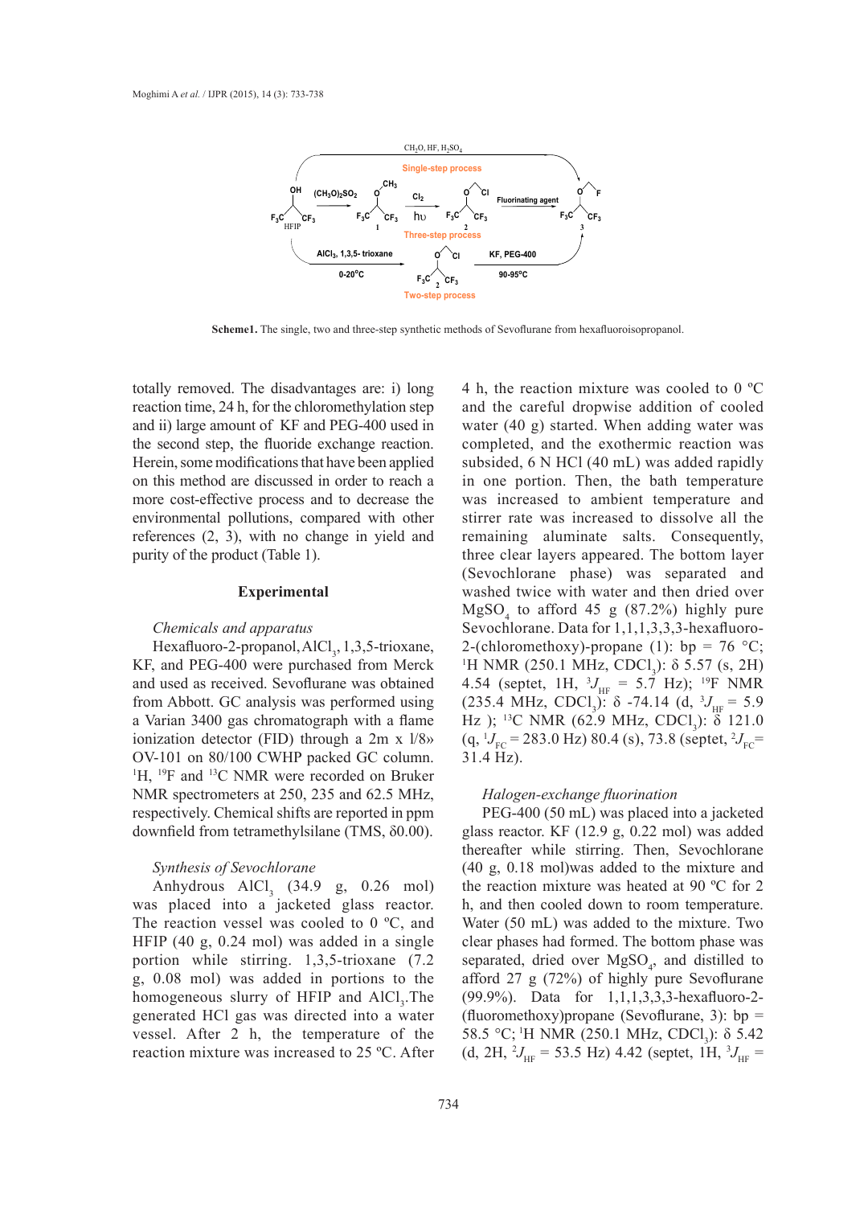**Scheme1.** The single, two and three-step synthetic methods of Sevoflurane from hexafluoroisopropanol.

totally removed. The disadvantages are: i) long reaction time, 24 h, for the chloromethylation step and ii) large amount of KF and PEG-400 used in the second step, the fluoride exchange reaction. Herein, some modifications that have been applied on this method are discussed in order to reach a more cost-effective process and to decrease the environmental pollutions, compared with other references (2, 3), with no change in yield and purity of the product (Table 1).

## Experimental

*Chemicals and apparatus*

Hexafluoro-2-propanol, $AlCl_3$, 1,3,5-trioxane, KF, and PEG-400 were purchased from Merck and used as received. Sevoflurane was obtained from Abbott. GC analysis was performed using a Varian 3400 gas chromatograph with a flame ionization detector (FID) through a 2m x 1/8» OV-101 on 80/100 CWHP packed GC column. $^{1}H$, $^{19}F$ and $^{13}C$ NMR were recorded on Bruker NMR spectrometers at 250, 235 and 62.5 MHz, respectively. Chemical shifts are reported in ppm downfield from tetramethylsilane (TMS, δ0.00).

*Synthesis of Sevochlorane*

Anhydrous $AlCl_3$ (34.9 g, 0.26 mol) was placed into a jacketed glass reactor. The reaction vessel was cooled to 0 ºC, and HFIP (40 g, 0.24 mol) was added in a single portion while stirring. 1,3,5-trioxane (7.2 g, 0.08 mol) was added in portions to the homogeneous slurry of HFIP and $AlCl_3$.The generated HCl gas was directed into a water vessel. After 2 h, the temperature of the reaction mixture was increased to 25 ºC. After 4 h, the reaction mixture was cooled to 0 ºC and the careful dropwise addition of cooled water (40 g) started. When adding water was completed, and the exothermic reaction was subsided, 6 N HCl (40 mL) was added rapidly in one portion. Then, the bath temperature was increased to ambient temperature and stirrer rate was increased to dissolve all the remaining aluminate salts. Consequently, three clear layers appeared. The bottom layer (Sevochlorane phase) was separated and washed twice with water and then dried over $MgSO_4$ to afford 45 g (87.2%) highly pure Sevochlorane. Data for 1,1,1,3,3,3-hexafluoro-2-(chloromethoxy)-propane (1): bp = 76 °C; $^{1}H$ NMR (250.1 MHz, $CDCl_3$): δ 5.57 (s, 2H) 4.54 (septet, 1H, $^{3}J_{HF}$ = 5.7 Hz); $^{19}F$ NMR (235.4 MHz, $CDCl_3$): δ -74.14 (d, $^{3}J_{HF}$ = 5.9 Hz ); $^{13}C$ NMR (62.9 MHz, $CDCl_3$): δ 121.0 (q, $^{1}J_{FC}$ = 283.0 Hz) 80.4 (s), 73.8 (septet, $^{2}J_{FC}$= 31.4 Hz).

*Halogen-exchange fluorination*

PEG-400 (50 mL) was placed into a jacketed glass reactor. KF (12.9 g, 0.22 mol) was added thereafter while stirring. Then, Sevochlorane (40 g, 0.18 mol)was added to the mixture and the reaction mixture was heated at 90 ºC for 2 h, and then cooled down to room temperature. Water (50 mL) was added to the mixture. Two clear phases had formed. The bottom phase was separated, dried over $MgSO_4$, and distilled to afford 27 g (72%) of highly pure Sevoflurane (99.9%). Data for 1,1,1,3,3,3-hexafluoro-2-(fluoromethoxy)propane (Sevoflurane, 3): bp = 58.5 °C; $^{1}H$ NMR (250.1 MHz, $CDCl_3$): δ 5.42 (d, 2H, $^{2}J_{HF}$ = 53.5 Hz) 4.42 (septet, 1H, $^{3}J_{HF}$ =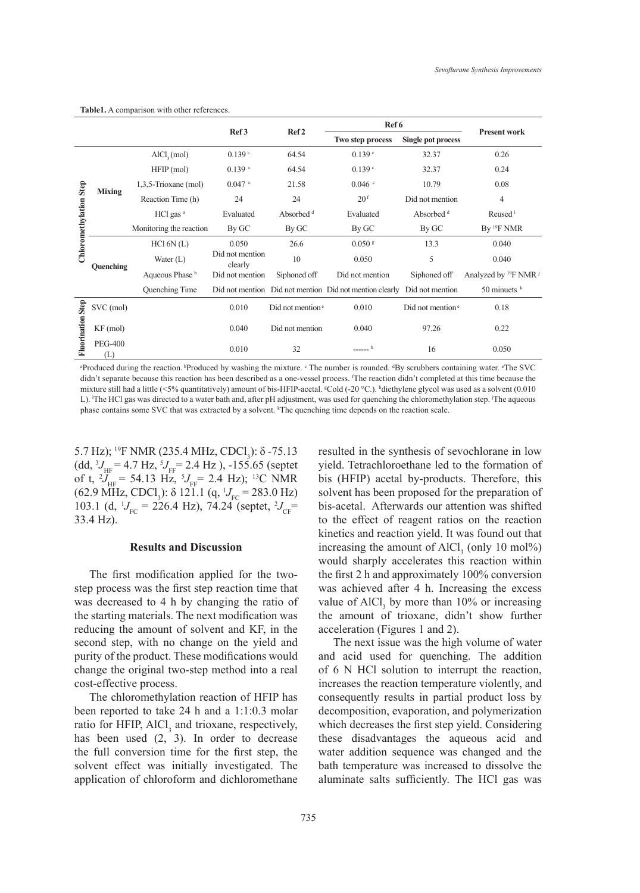**Table1.** A comparison with other references.

| | | | Ref 3 | Ref 2 | Ref 6 | | Present work |
|---|---|---|---|---|---|---|---|
| | | | | | Two step process | Single pot process | |
| Chloromethylation Step | Mixing | $AlCl_3$ (mol) | 0.139 [c] | 64.54 | 0.139 [c] | 32.37 | 0.26 |
| | | HFIP (mol) | 0.139 [c] | 64.54 | 0.139 [c] | 32.37 | 0.24 |
| | | 1,3,5-Trioxane (mol) | 0.047 [c] | 21.58 | 0.046 [c] | 10.79 | 0.08 |
| | | Reaction Time (h) | 24 | 24 | 20 [f] | Did not mention | 4 |
| | | HCl gas [a] | Evaluated | Absorbed [d] | Evaluated | Absorbed [d] | Reused [i] |
| | | Monitoring the reaction | By GC | By GC | By GC | By GC | By $^{19}$F NMR |
| | Quenching | HCl 6N (L) | 0.050 | 26.6 | 0.050 [g] | 13.3 | 0.040 |
| | | Water (L) | Did not mention clearly | 10 | 0.050 | 5 | 0.040 |
| | | Aqueous Phase [b] | Did not mention | Siphoned off | Did not mention | Siphoned off | Analyzed by $^{19}$F NMR [j] |
| | | Quenching Time | Did not mention | Did not mention | Did not mention clearly | Did not mention | 50 minuets [k] |
| Fluorination Step | SVC (mol) | | 0.010 | Did not mention [e] | 0.010 | Did not mention [e] | 0.18 |
| | KF (mol) | | 0.040 | Did not mention | 0.040 | 97.26 | 0.22 |
| | PEG-400 (L) | | 0.010 | 32 | ------ [h] | 16 | 0.050 |

[a]Produced during the reaction. [b]Produced by washing the mixture. [c] The number is rounded. [d]By scrubbers containing water. [e]The SVC didn't separate because this reaction has been described as a one-vessel process. [f]The reaction didn't completed at this time because the mixture still had a little (<5% quantitatively) amount of bis-HFIP-acetal. [g]Cold (-20 °C.). [h]diethylene glycol was used as a solvent (0.010 L). [i]The HCl gas was directed to a water bath and, after pH adjustment, was used for quenching the chloromethylation step. [j]The aqueous phase contains some SVC that was extracted by a solvent. [k]The quenching time depends on the reaction scale.

5.7 Hz); $^{19}$F NMR (235.4 MHz, $CDCl_3$): δ -75.13 (dd, $^3J_{HF}$ = 4.7 Hz, $^5J_{FF}$ = 2.4 Hz ), -155.65 (septet of t, $^2J_{HF}$ = 54.13 Hz, $^5J_{FF}$ = 2.4 Hz); $^{13}$C NMR (62.9 MHz, $CDCl_3$): δ 121.1 (q, $^1J_{FC}$ = 283.0 Hz) 103.1 (d, $^1J_{FC}$ = 226.4 Hz), 74.24 (septet, $^2J_{CF}$ = 33.4 Hz).

## Results and Discussion

The first modification applied for the two-step process was the first step reaction time that was decreased to 4 h by changing the ratio of the starting materials. The next modification was reducing the amount of solvent and KF, in the second step, with no change on the yield and purity of the product. These modifications would change the original two-step method into a real cost-effective process.

The chloromethylation reaction of HFIP has been reported to take 24 h and a 1:1:0.3 molar ratio for HFIP, $AlCl_3$ and trioxane, respectively, has been used (2, 3). In order to decrease the full conversion time for the first step, the solvent effect was initially investigated. The application of chloroform and dichloromethane resulted in the synthesis of sevochlorane in low yield. Tetrachloroethane led to the formation of bis (HFIP) acetal by-products. Therefore, this solvent has been proposed for the preparation of bis-acetal. Afterwards our attention was shifted to the effect of reagent ratios on the reaction kinetics and reaction yield. It was found out that increasing the amount of $AlCl_3$ (only 10 mol%) would sharply accelerates this reaction within the first 2 h and approximately 100% conversion was achieved after 4 h. Increasing the excess value of $AlCl_3$ by more than 10% or increasing the amount of trioxane, didn't show further acceleration (Figures 1 and 2).

The next issue was the high volume of water and acid used for quenching. The addition of 6 N HCl solution to interrupt the reaction, increases the reaction temperature violently, and consequently results in partial product loss by decomposition, evaporation, and polymerization which decreases the first step yield. Considering these disadvantages the aqueous acid and water addition sequence was changed and the bath temperature was increased to dissolve the aluminate salts sufficiently. The HCl gas was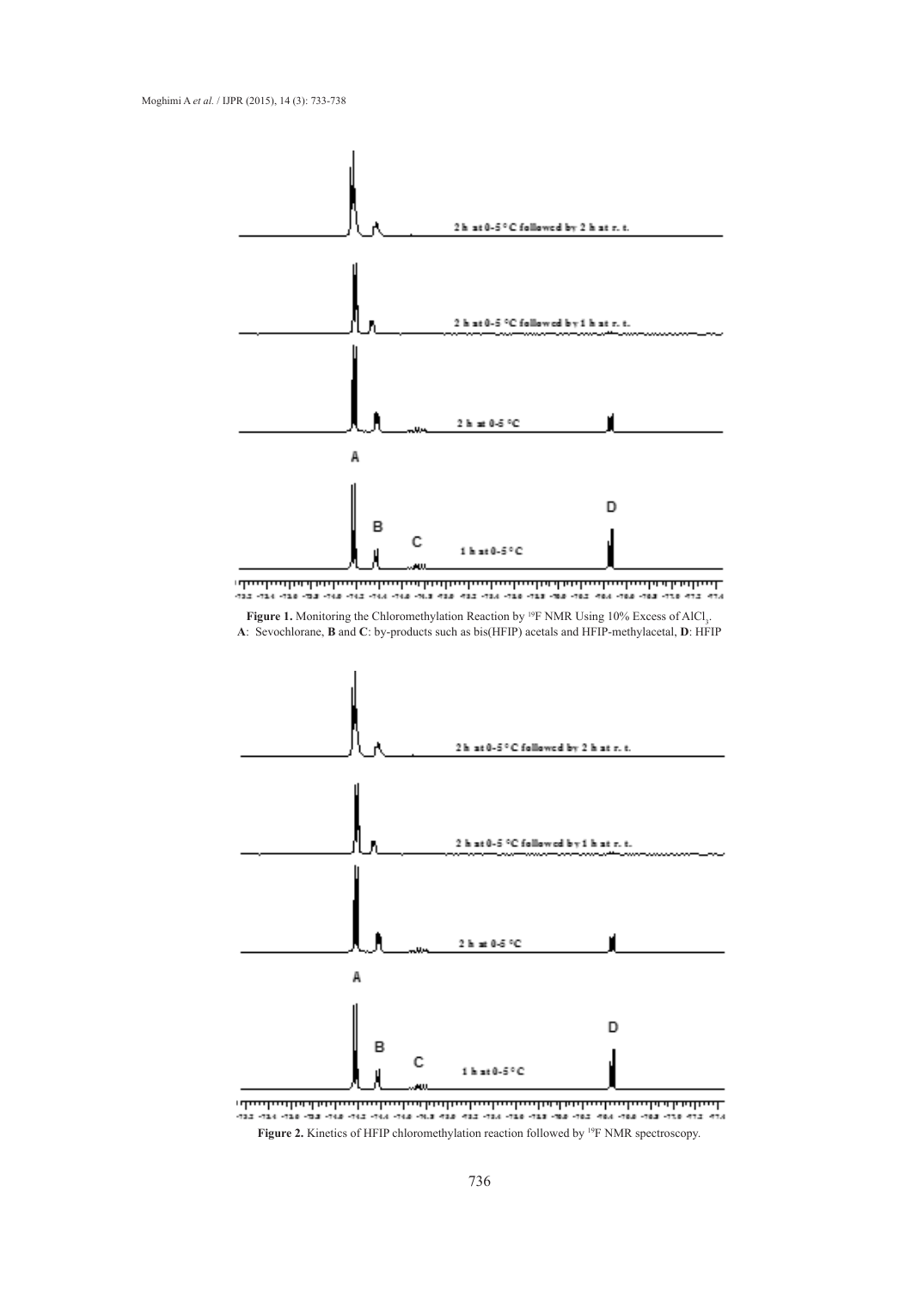**Figure 1.** Monitoring the Chloromethylation Reaction by [19]F NMR Using 10% Excess of $AlCl_3$.
**A**: Sevochlorane, **B** and **C**: by-products such as bis(HFIP) acetals and HFIP-methylacetal, **D**: HFIP

**Figure 2.** Kinetics of HFIP chloromethylation reaction followed by [19]F NMR spectroscopy.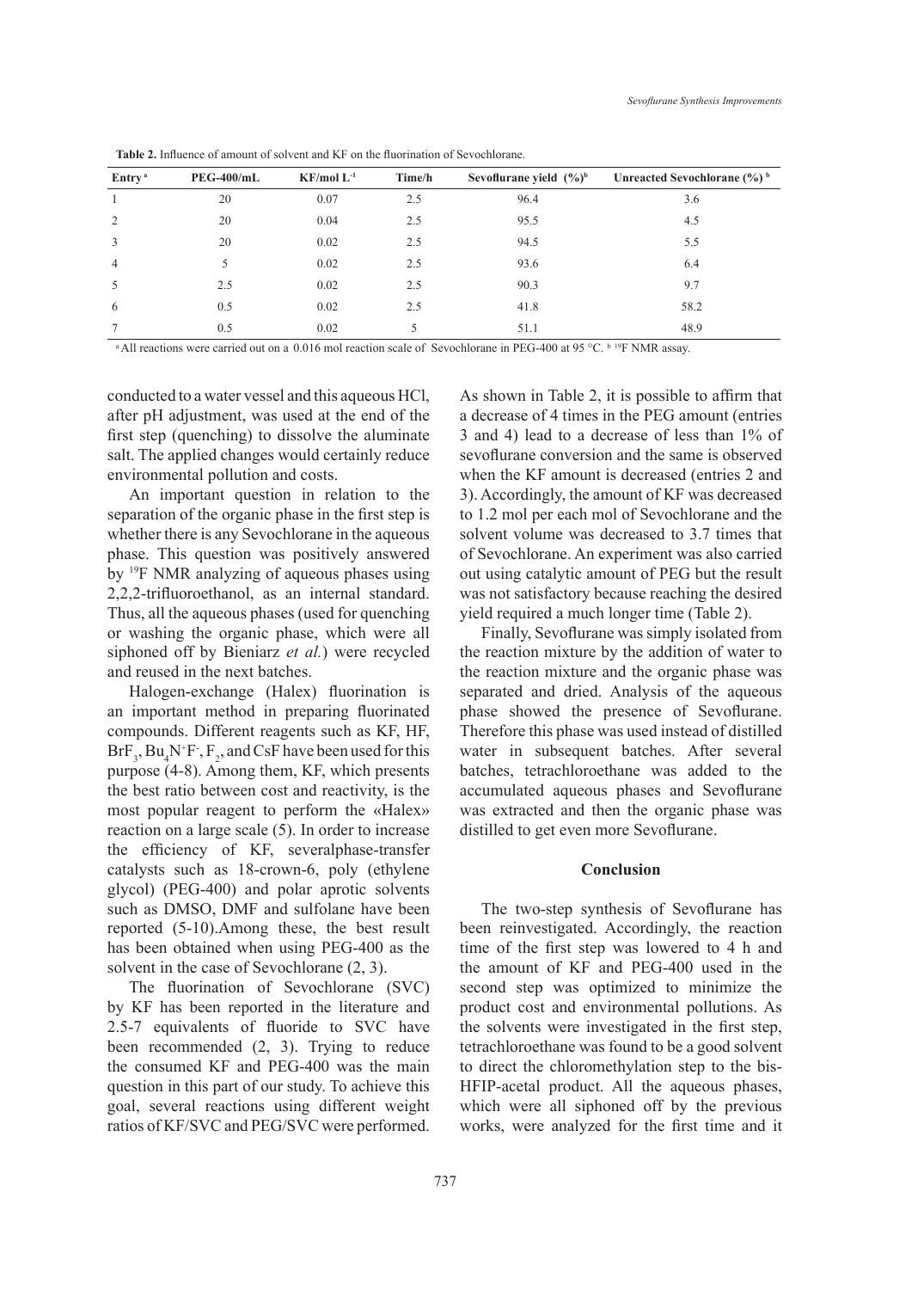**Table 2.** Influence of amount of solvent and KF on the fluorination of Sevochlorane.

| Entry [a] | PEG-400/mL | KF/mol $L^{-1}$ | Time/h | Sevoflurane yield (%)[b] | Unreacted Sevochlorane (%) [b] |
|---|---|---|---|---|---|
| 1 | 20 | 0.07 | 2.5 | 96.4 | 3.6 |
| 2 | 20 | 0.04 | 2.5 | 95.5 | 4.5 |
| 3 | 20 | 0.02 | 2.5 | 94.5 | 5.5 |
| 4 | 5 | 0.02 | 2.5 | 93.6 | 6.4 |
| 5 | 2.5 | 0.02 | 2.5 | 90.3 | 9.7 |
| 6 | 0.5 | 0.02 | 2.5 | 41.8 | 58.2 |
| 7 | 0.5 | 0.02 | 5 | 51.1 | 48.9 |

[a] All reactions were carried out on a 0.016 mol reaction scale of Sevochlorane in PEG-400 at 95 °C. [b] $^{19}F$ NMR assay.

conducted to a water vessel and this aqueous HCl, after pH adjustment, was used at the end of the first step (quenching) to dissolve the aluminate salt. The applied changes would certainly reduce environmental pollution and costs.

An important question in relation to the separation of the organic phase in the first step is whether there is any Sevochlorane in the aqueous phase. This question was positively answered by $^{19}F$ NMR analyzing of aqueous phases using 2,2,2-trifluoroethanol, as an internal standard. Thus, all the aqueous phases (used for quenching or washing the organic phase, which were all siphoned off by Bieniarz *et al.*) were recycled and reused in the next batches.

Halogen-exchange (Halex) fluorination is an important method in preparing fluorinated compounds. Different reagents such as KF, HF, $BrF_3$, $Bu_4N^+F^-$, $F_2$, and CsF have been used for this purpose (4-8). Among them, KF, which presents the best ratio between cost and reactivity, is the most popular reagent to perform the «Halex» reaction on a large scale (5). In order to increase the efficiency of KF, severalphase-transfer catalysts such as 18-crown-6, poly (ethylene glycol) (PEG-400) and polar aprotic solvents such as DMSO, DMF and sulfolane have been reported (5-10).Among these, the best result has been obtained when using PEG-400 as the solvent in the case of Sevochlorane (2, 3).

The fluorination of Sevochlorane (SVC) by KF has been reported in the literature and 2.5-7 equivalents of fluoride to SVC have been recommended (2, 3). Trying to reduce the consumed KF and PEG-400 was the main question in this part of our study. To achieve this goal, several reactions using different weight ratios of KF/SVC and PEG/SVC were performed. As shown in Table 2, it is possible to affirm that a decrease of 4 times in the PEG amount (entries 3 and 4) lead to a decrease of less than 1% of sevoflurane conversion and the same is observed when the KF amount is decreased (entries 2 and 3). Accordingly, the amount of KF was decreased to 1.2 mol per each mol of Sevochlorane and the solvent volume was decreased to 3.7 times that of Sevochlorane. An experiment was also carried out using catalytic amount of PEG but the result was not satisfactory because reaching the desired yield required a much longer time (Table 2).

Finally, Sevoflurane was simply isolated from the reaction mixture by the addition of water to the reaction mixture and the organic phase was separated and dried. Analysis of the aqueous phase showed the presence of Sevoflurane. Therefore this phase was used instead of distilled water in subsequent batches. After several batches, tetrachloroethane was added to the accumulated aqueous phases and Sevoflurane was extracted and then the organic phase was distilled to get even more Sevoflurane.

## Conclusion

The two-step synthesis of Sevoflurane has been reinvestigated. Accordingly, the reaction time of the first step was lowered to 4 h and the amount of KF and PEG-400 used in the second step was optimized to minimize the product cost and environmental pollutions. As the solvents were investigated in the first step, tetrachloroethane was found to be a good solvent to direct the chloromethylation step to the bis-HFIP-acetal product. All the aqueous phases, which were all siphoned off by the previous works, were analyzed for the first time and it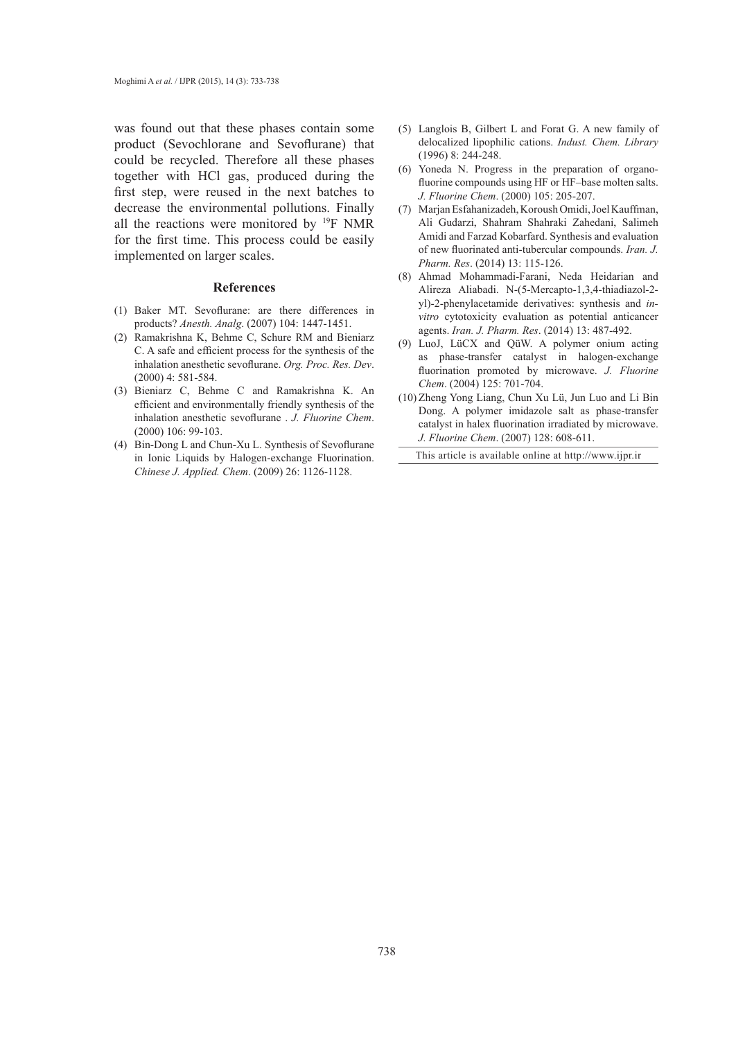was found out that these phases contain some product (Sevochlorane and Sevoflurane) that could be recycled. Therefore all these phases together with HCl gas, produced during the first step, were reused in the next batches to decrease the environmental pollutions. Finally all the reactions were monitored by $^{19}F$ NMR for the first time. This process could be easily implemented on larger scales.

## References

(1) Baker MT. Sevoflurane: are there differences in products? *Anesth. Analg*. (2007) 104: 1447-1451.

(2) Ramakrishna K, Behme C, Schure RM and Bieniarz C. A safe and efficient process for the synthesis of the inhalation anesthetic sevoflurane. *Org. Proc. Res. Dev*. (2000) 4: 581-584.

(3) Bieniarz C, Behme C and Ramakrishna K. An efficient and environmentally friendly synthesis of the inhalation anesthetic sevoflurane . *J. Fluorine Chem*. (2000) 106: 99-103.

(4) Bin-Dong L and Chun-Xu L. Synthesis of Sevoflurane in Ionic Liquids by Halogen-exchange Fluorination. *Chinese J. Applied. Chem*. (2009) 26: 1126-1128.

(5) Langlois B, Gilbert L and Forat G. A new family of delocalized lipophilic cations. *Indust. Chem. Library* (1996) 8: 244-248.

(6) Yoneda N. Progress in the preparation of organo-fluorine compounds using HF or HF–base molten salts. *J. Fluorine Chem*. (2000) 105: 205-207.

(7) Marjan Esfahanizadeh, Koroush Omidi, Joel Kauffman, Ali Gudarzi, Shahram Shahraki Zahedani, Salimeh Amidi and Farzad Kobarfard. Synthesis and evaluation of new fluorinated anti-tubercular compounds. *Iran. J. Pharm. Res*. (2014) 13: 115-126.

(8) Ahmad Mohammadi-Farani, Neda Heidarian and Alireza Aliabadi. N-(5-Mercapto-1,3,4-thiadiazol-2-yl)-2-phenylacetamide derivatives: synthesis and *in-vitro* cytotoxicity evaluation as potential anticancer agents. *Iran. J. Pharm. Res*. (2014) 13: 487-492.

(9) LuoJ, LüCX and QüW. A polymer onium acting as phase-transfer catalyst in halogen-exchange fluorination promoted by microwave. *J. Fluorine Chem*. (2004) 125: 701-704.

(10) Zheng Yong Liang, Chun Xu Lü, Jun Luo and Li Bin Dong. A polymer imidazole salt as phase-transfer catalyst in halex fluorination irradiated by microwave. *J. Fluorine Chem*. (2007) 128: 608-611.

This article is available online at http://www.ijpr.ir